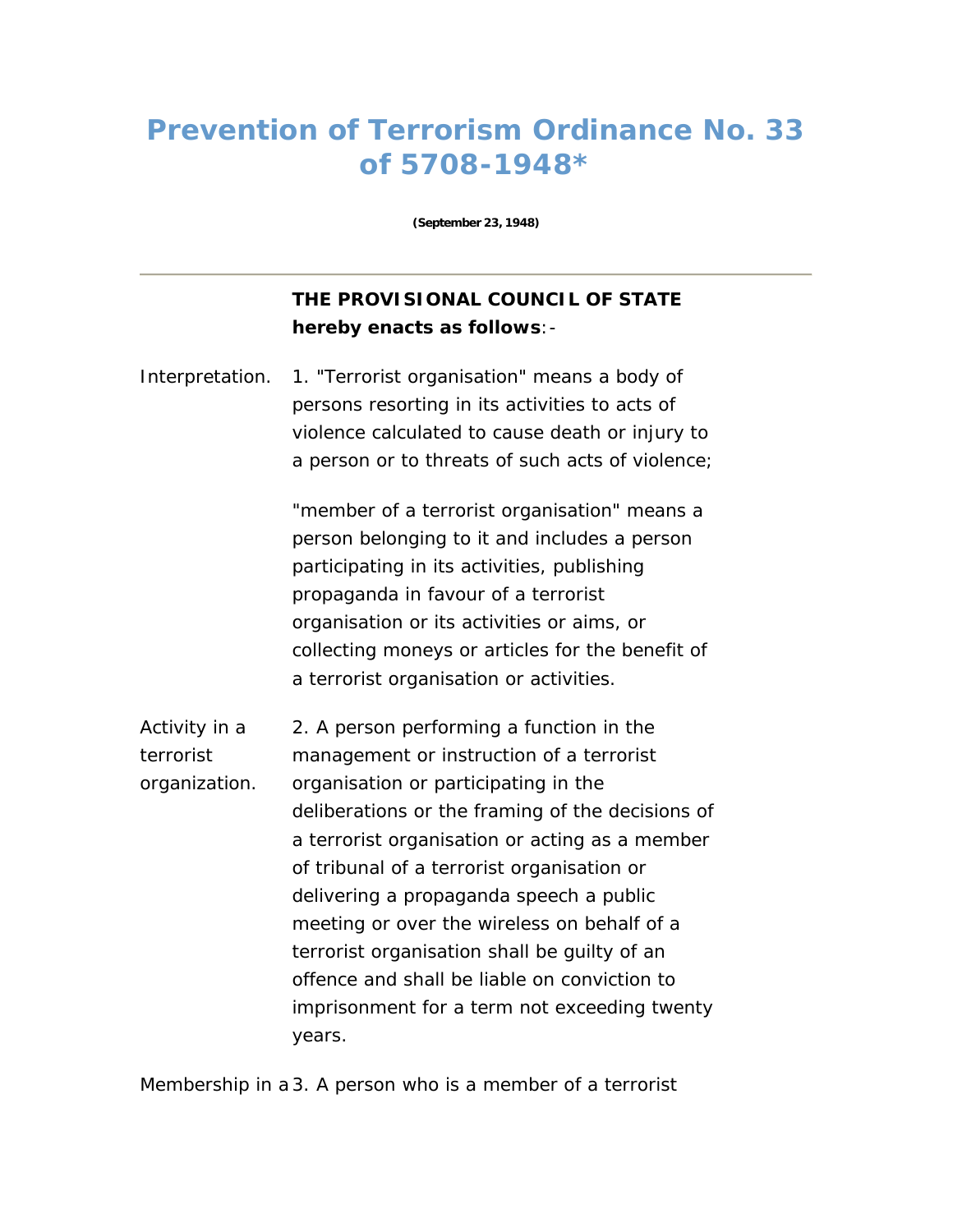# Prevention of Terrorism Ordinance No. 33 of 5708-1948*

**(September 23, 1948)**

---

**THE PROVISIONAL COUNCIL OF STATE hereby enacts as follows**:-

Interpretation.

1. "Terrorist organisation" means a body of persons resorting in its activities to acts of violence calculated to cause death or injury to a person or to threats of such acts of violence;

"member of a terrorist organisation" means a person belonging to it and includes a person participating in its activities, publishing propaganda in favour of a terrorist organisation or its activities or aims, or collecting moneys or articles for the benefit of a terrorist organisation or activities.

Activity in a terrorist organization.

2. A person performing a function in the management or instruction of a terrorist organisation or participating in the deliberations or the framing of the decisions of a terrorist organisation or acting as a member of tribunal of a terrorist organisation or delivering a propaganda speech a public meeting or over the wireless on behalf of a terrorist organisation shall be guilty of an offence and shall be liable on conviction to imprisonment for a term not exceeding twenty years.

Membership in a

3. A person who is a member of a terrorist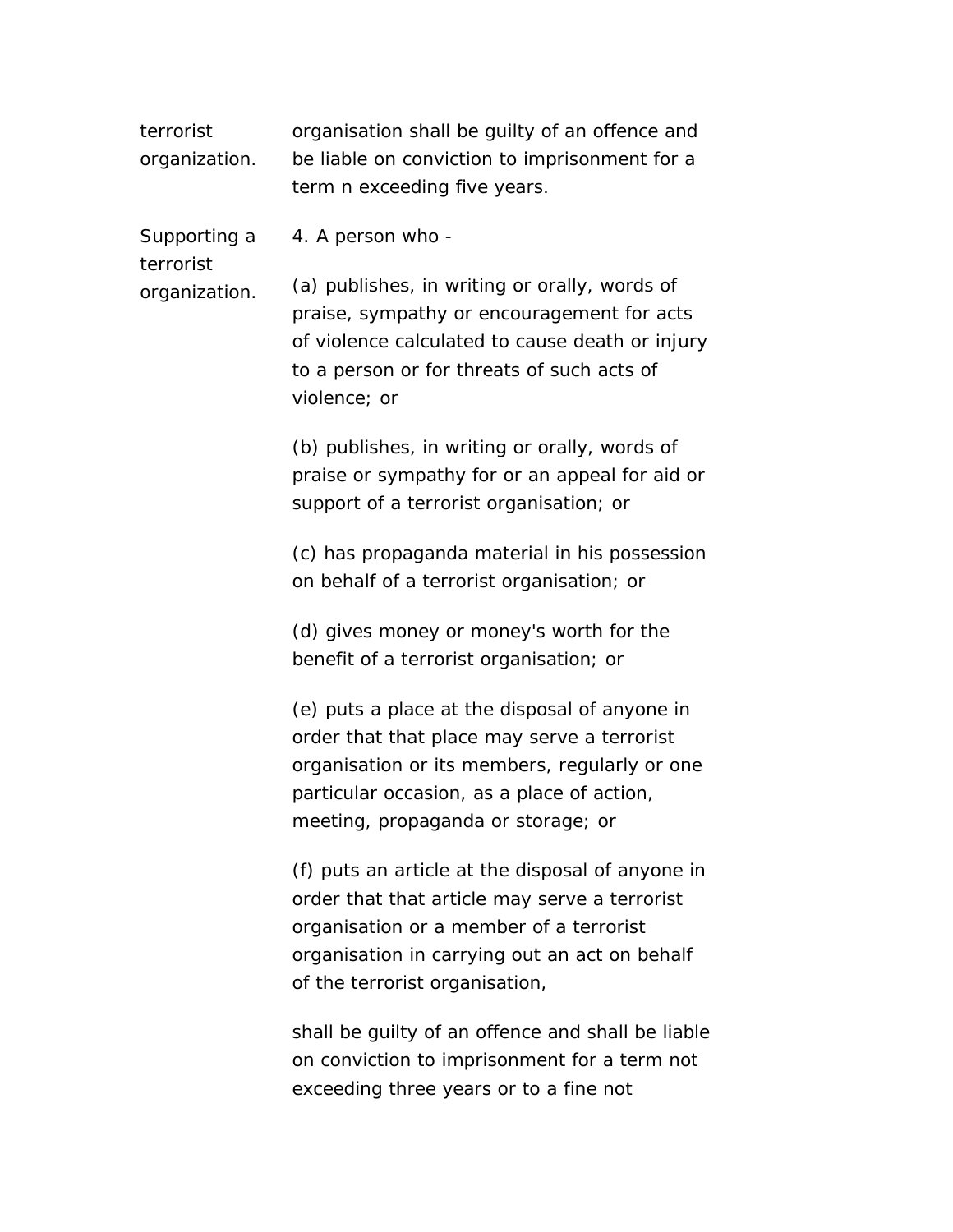terrorist organization.

organisation shall be guilty of an offence and be liable on conviction to imprisonment for a term n exceeding five years.

Supporting a terrorist organization.

4. A person who -

(a) publishes, in writing or orally, words of praise, sympathy or encouragement for acts of violence calculated to cause death or injury to a person or for threats of such acts of violence; or

(b) publishes, in writing or orally, words of praise or sympathy for or an appeal for aid or support of a terrorist organisation; or

(c) has propaganda material in his possession on behalf of a terrorist organisation; or

(d) gives money or money's worth for the benefit of a terrorist organisation; or

(e) puts a place at the disposal of anyone in order that that place may serve a terrorist organisation or its members, regularly or one particular occasion, as a place of action, meeting, propaganda or storage; or

(f) puts an article at the disposal of anyone in order that that article may serve a terrorist organisation or a member of a terrorist organisation in carrying out an act on behalf of the terrorist organisation,

shall be guilty of an offence and shall be liable on conviction to imprisonment for a term not exceeding three years or to a fine not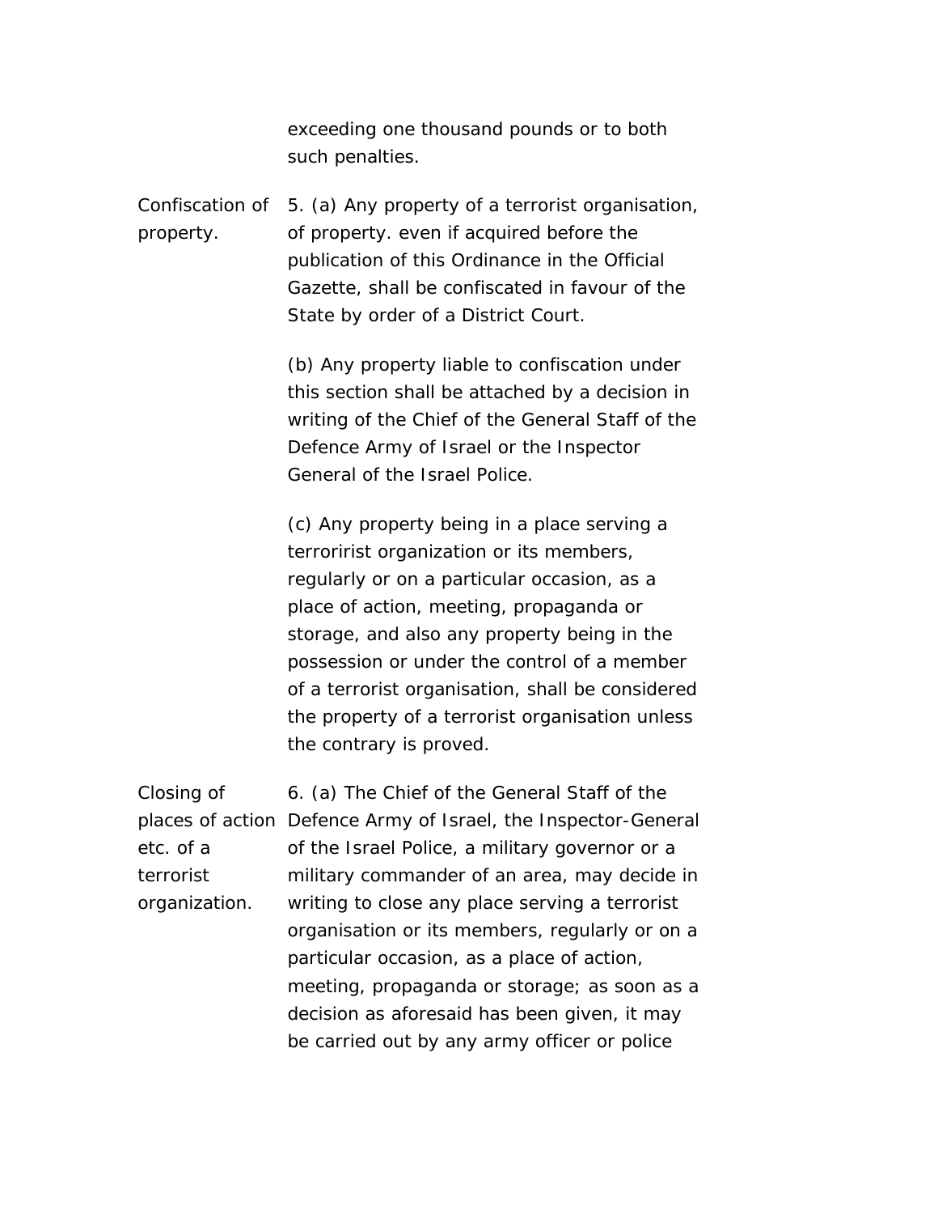exceeding one thousand pounds or to both such penalties.

Confiscation of property.

5. (a) Any property of a terrorist organisation, of property. even if acquired before the publication of this Ordinance in the Official Gazette, shall be confiscated in favour of the State by order of a District Court.

(b) Any property liable to confiscation under this section shall be attached by a decision in writing of the Chief of the General Staff of the Defence Army of Israel or the Inspector General of the Israel Police.

(c) Any property being in a place serving a terroririst organization or its members, regularly or on a particular occasion, as a place of action, meeting, propaganda or storage, and also any property being in the possession or under the control of a member of a terrorist organisation, shall be considered the property of a terrorist organisation unless the contrary is proved.

Closing of places of action etc. of a terrorist organization.

6. (a) The Chief of the General Staff of the Defence Army of Israel, the Inspector-General of the Israel Police, a military governor or a military commander of an area, may decide in writing to close any place serving a terrorist organisation or its members, regularly or on a particular occasion, as a place of action, meeting, propaganda or storage; as soon as a decision as aforesaid has been given, it may be carried out by any army officer or police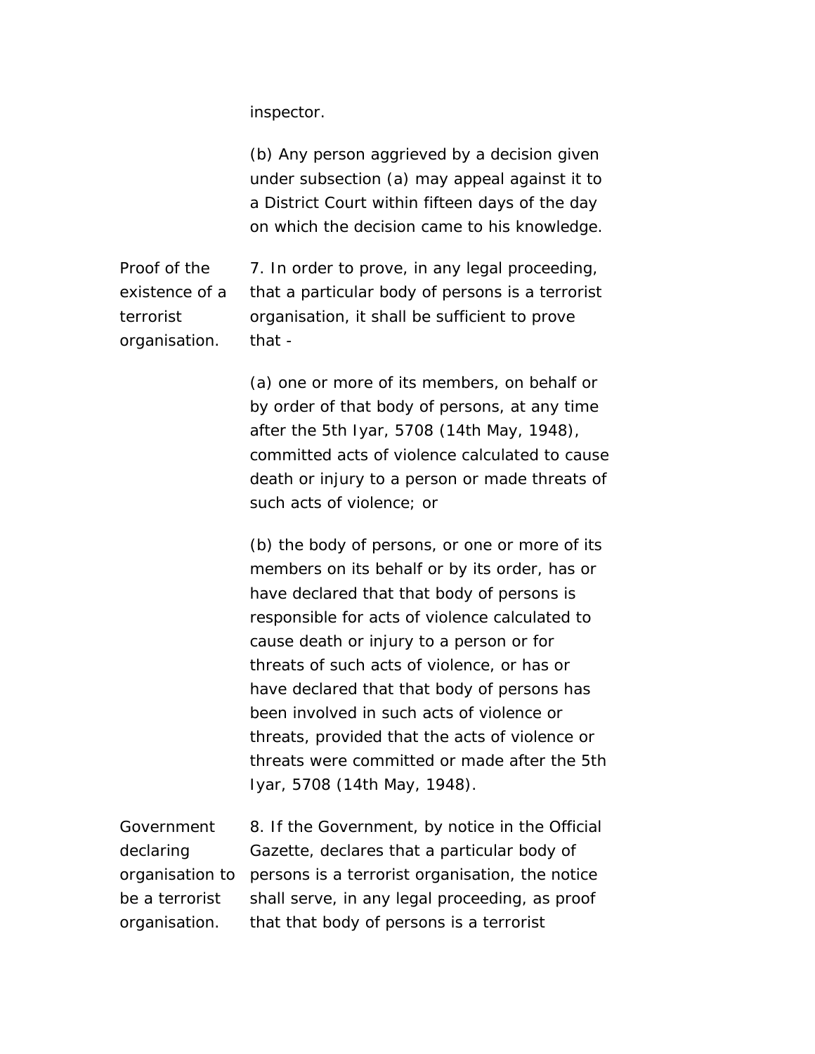inspector.

(b) Any person aggrieved by a decision given under subsection (a) may appeal against it to a District Court within fifteen days of the day on which the decision came to his knowledge.

**Proof of the existence of a terrorist organisation.**

7. In order to prove, in any legal proceeding, that a particular body of persons is a terrorist organisation, it shall be sufficient to prove that -

(a) one or more of its members, on behalf or by order of that body of persons, at any time after the 5th Iyar, 5708 (14th May, 1948), committed acts of violence calculated to cause death or injury to a person or made threats of such acts of violence; or

(b) the body of persons, or one or more of its members on its behalf or by its order, has or have declared that that body of persons is responsible for acts of violence calculated to cause death or injury to a person or for threats of such acts of violence, or has or have declared that that body of persons has been involved in such acts of violence or threats, provided that the acts of violence or threats were committed or made after the 5th Iyar, 5708 (14th May, 1948).

**Government declaring organisation to be a terrorist organisation.**

8. If the Government, by notice in the Official Gazette, declares that a particular body of persons is a terrorist organisation, the notice shall serve, in any legal proceeding, as proof that that body of persons is a terrorist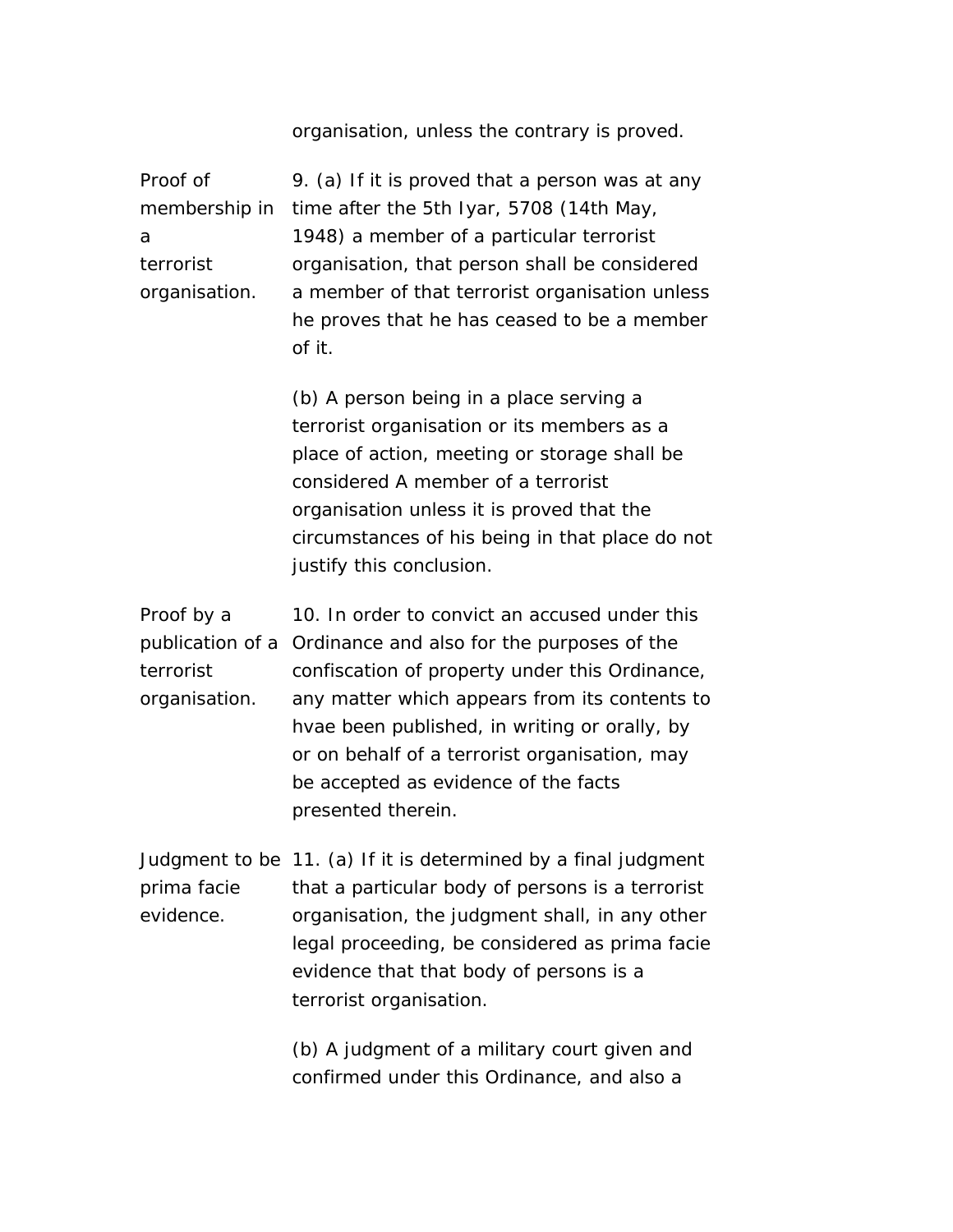organisation, unless the contrary is proved.

**Proof of membership in a terrorist organisation.**

9. (a) If it is proved that a person was at any time after the 5th Iyar, 5708 (14th May, 1948) a member of a particular terrorist organisation, that person shall be considered a member of that terrorist organisation unless he proves that he has ceased to be a member of it.

(b) A person being in a place serving a terrorist organisation or its members as a place of action, meeting or storage shall be considered A member of a terrorist organisation unless it is proved that the circumstances of his being in that place do not justify this conclusion.

**Proof by a publication of a terrorist organisation.**

10. In order to convict an accused under this Ordinance and also for the purposes of the confiscation of property under this Ordinance, any matter which appears from its contents to hvae been published, in writing or orally, by or on behalf of a terrorist organisation, may be accepted as evidence of the facts presented therein.

**Judgment to be prima facie evidence.**

11. (a) If it is determined by a final judgment that a particular body of persons is a terrorist organisation, the judgment shall, in any other legal proceeding, be considered as prima facie evidence that that body of persons is a terrorist organisation.

(b) A judgment of a military court given and confirmed under this Ordinance, and also a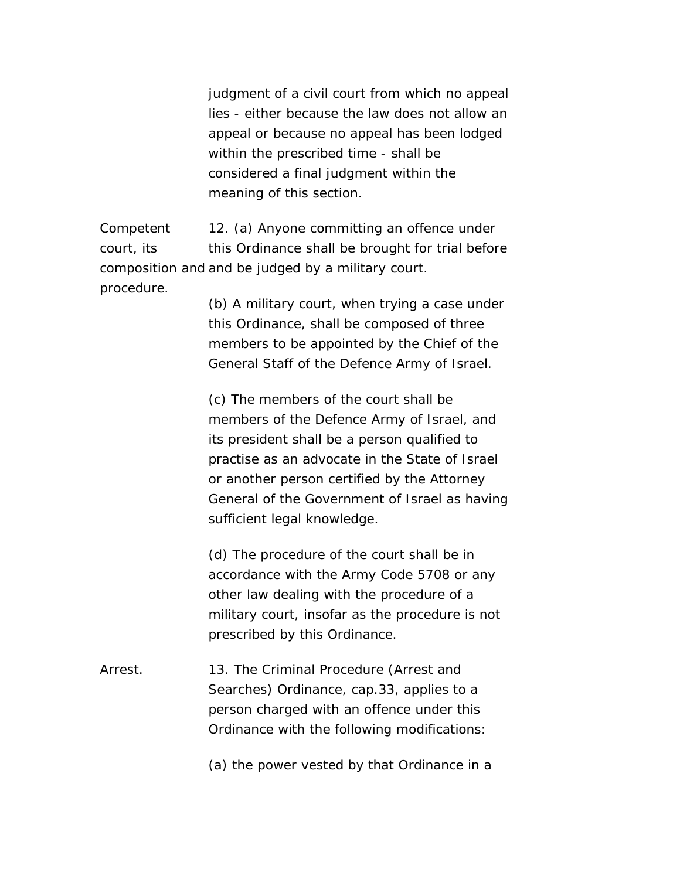judgment of a civil court from which no appeal lies - either because the law does not allow an appeal or because no appeal has been lodged within the prescribed time - shall be considered a final judgment within the meaning of this section.

Competent court, its composition and procedure.

12. (a) Anyone committing an offence under this Ordinance shall be brought for trial before and be judged by a military court.

(b) A military court, when trying a case under this Ordinance, shall be composed of three members to be appointed by the Chief of the General Staff of the Defence Army of Israel.

(c) The members of the court shall be members of the Defence Army of Israel, and its president shall be a person qualified to practise as an advocate in the State of Israel or another person certified by the Attorney General of the Government of Israel as having sufficient legal knowledge.

(d) The procedure of the court shall be in accordance with the Army Code 5708 or any other law dealing with the procedure of a military court, insofar as the procedure is not prescribed by this Ordinance.

Arrest.

13. The Criminal Procedure (Arrest and Searches) Ordinance, cap.33, applies to a person charged with an offence under this Ordinance with the following modifications:

(a) the power vested by that Ordinance in a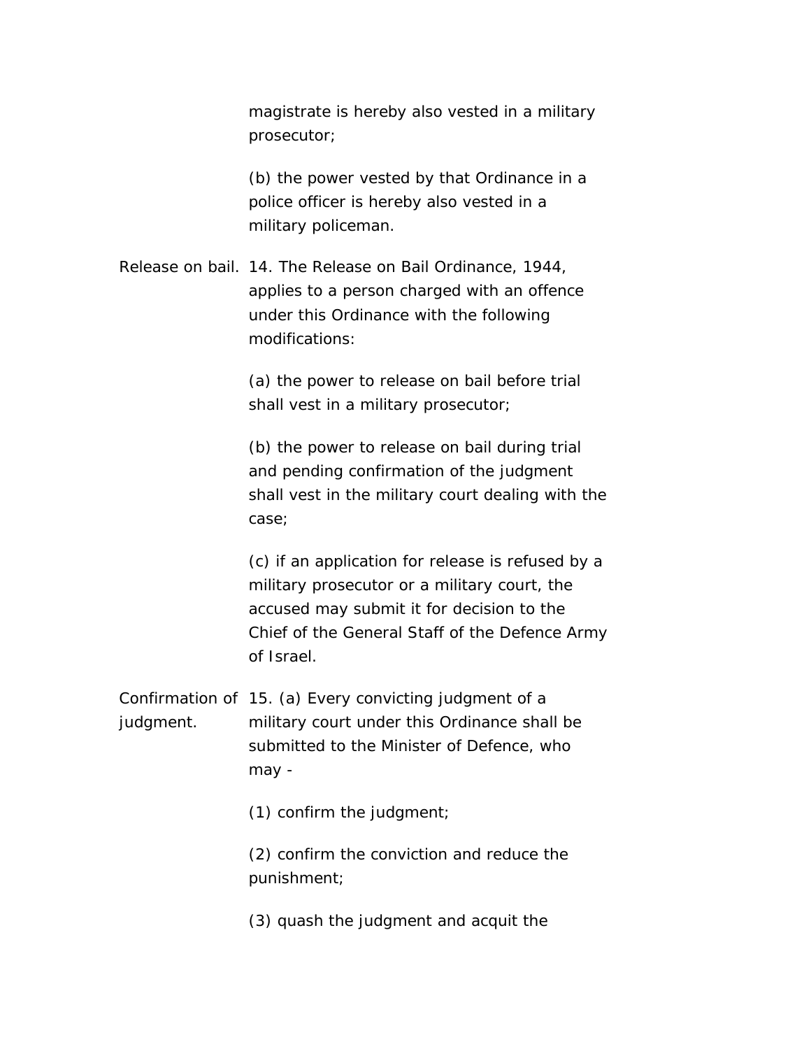magistrate is hereby also vested in a military prosecutor;

(b) the power vested by that Ordinance in a police officer is hereby also vested in a military policeman.

Release on bail. 14. The Release on Bail Ordinance, 1944, applies to a person charged with an offence under this Ordinance with the following modifications:

(a) the power to release on bail before trial shall vest in a military prosecutor;

(b) the power to release on bail during trial and pending confirmation of the judgment shall vest in the military court dealing with the case;

(c) if an application for release is refused by a military prosecutor or a military court, the accused may submit it for decision to the Chief of the General Staff of the Defence Army of Israel.

Confirmation of judgment. 15. (a) Every convicting judgment of a military court under this Ordinance shall be submitted to the Minister of Defence, who may -

(1) confirm the judgment;

(2) confirm the conviction and reduce the punishment;

(3) quash the judgment and acquit the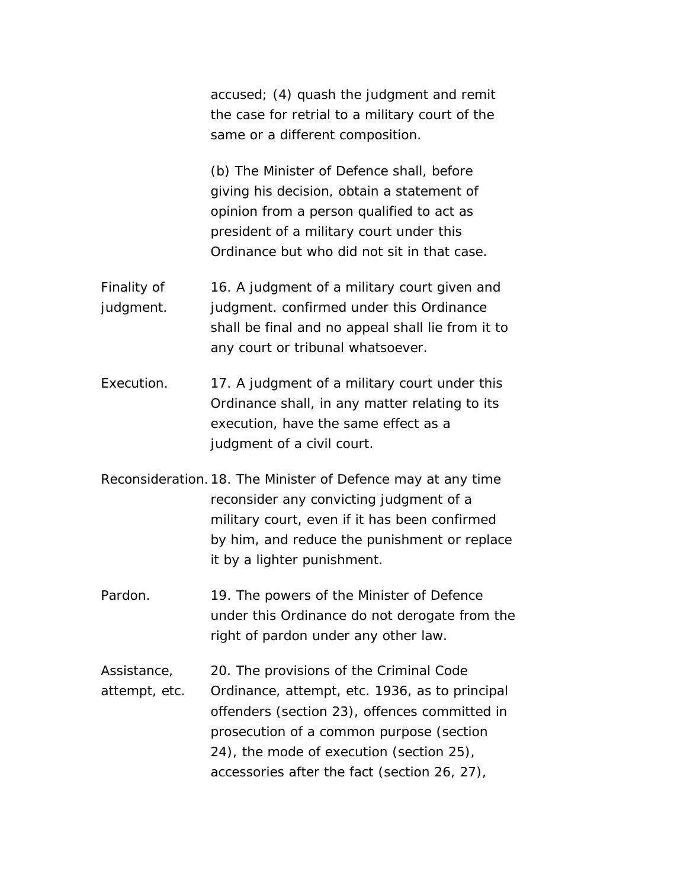accused; (4) quash the judgment and remit the case for retrial to a military court of the same or a different composition.

(b) The Minister of Defence shall, before giving his decision, obtain a statement of opinion from a person qualified to act as president of a military court under this Ordinance but who did not sit in that case.

Finality of judgment. 16. A judgment of a military court given and judgment. confirmed under this Ordinance shall be final and no appeal shall lie from it to any court or tribunal whatsoever.

Execution. 17. A judgment of a military court under this Ordinance shall, in any matter relating to its execution, have the same effect as a judgment of a civil court.

Reconsideration. 18. The Minister of Defence may at any time reconsider any convicting judgment of a military court, even if it has been confirmed by him, and reduce the punishment or replace it by a lighter punishment.

Pardon. 19. The powers of the Minister of Defence under this Ordinance do not derogate from the right of pardon under any other law.

Assistance, attempt, etc. 20. The provisions of the Criminal Code Ordinance, attempt, etc. 1936, as to principal offenders (section 23), offences committed in prosecution of a common purpose (section 24), the mode of execution (section 25), accessories after the fact (section 26, 27),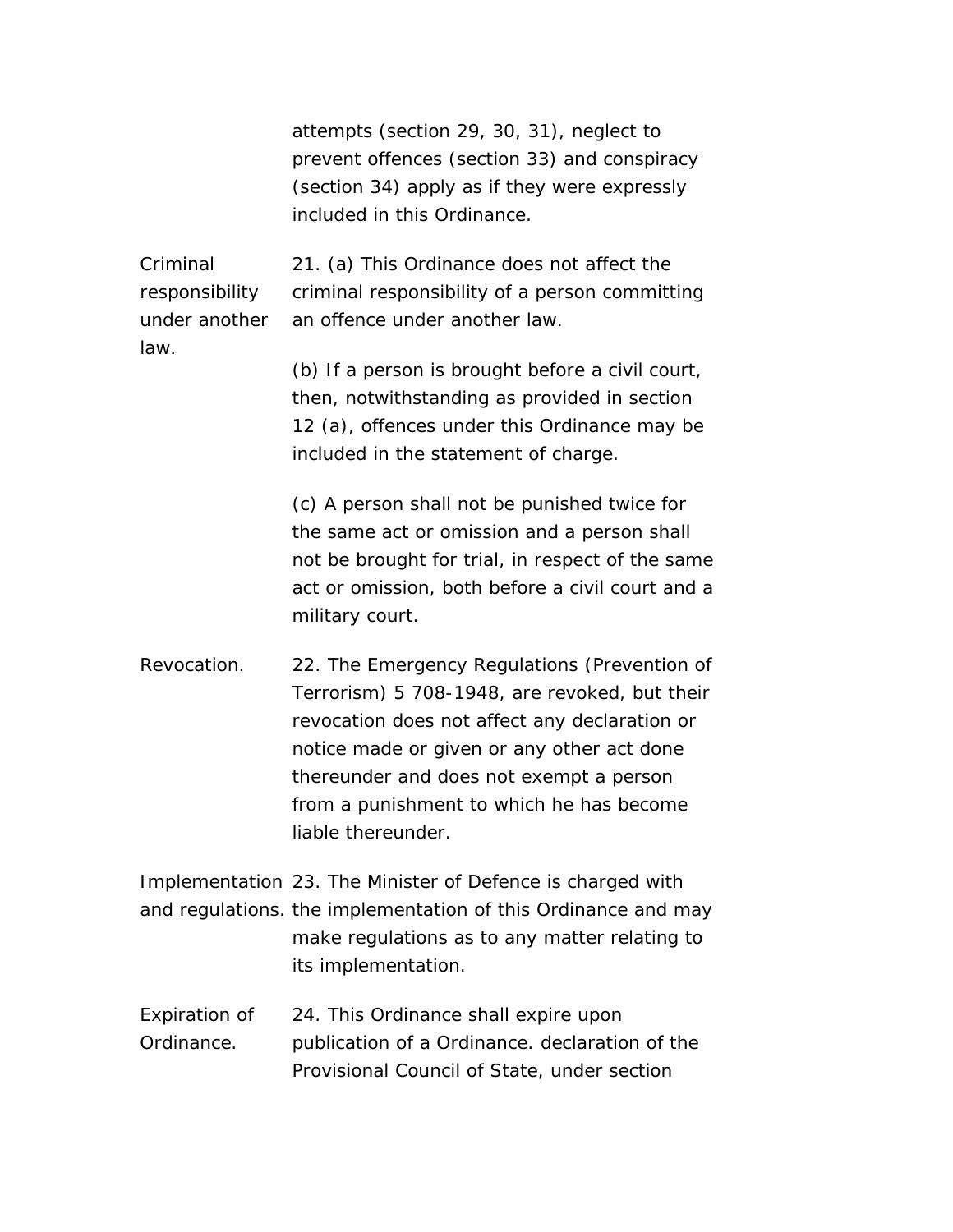attempts (section 29, 30, 31), neglect to prevent offences (section 33) and conspiracy (section 34) apply as if they were expressly included in this Ordinance.

Criminal responsibility under another law.

21. (a) This Ordinance does not affect the criminal responsibility of a person committing an offence under another law.

(b) If a person is brought before a civil court, then, notwithstanding as provided in section 12 (a), offences under this Ordinance may be included in the statement of charge.

(c) A person shall not be punished twice for the same act or omission and a person shall not be brought for trial, in respect of the same act or omission, both before a civil court and a military court.

Revocation.

22. The Emergency Regulations (Prevention of Terrorism) 5 708-1948, are revoked, but their revocation does not affect any declaration or notice made or given or any other act done thereunder and does not exempt a person from a punishment to which he has become liable thereunder.

Implementation and regulations.

23. The Minister of Defence is charged with the implementation of this Ordinance and may make regulations as to any matter relating to its implementation.

Expiration of Ordinance.

24. This Ordinance shall expire upon publication of a Ordinance. declaration of the Provisional Council of State, under section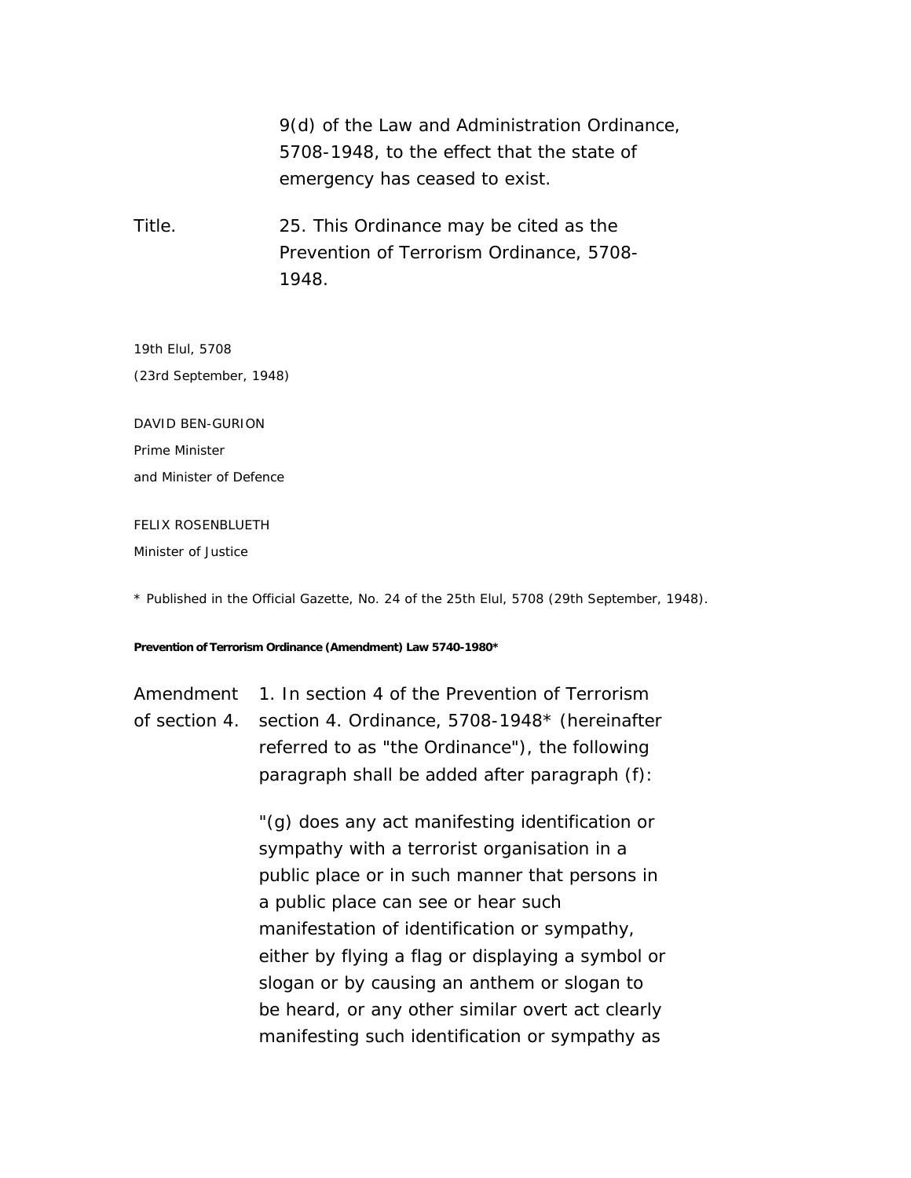9(d) of the Law and Administration Ordinance, 5708-1948, to the effect that the state of emergency has ceased to exist.

Title. 25. This Ordinance may be cited as the Prevention of Terrorism Ordinance, 5708-1948.

19th Elul, 5708

(23rd September, 1948)

DAVID BEN-GURION

Prime Minister

and Minister of Defence

FELIX ROSENBLUETH

Minister of Justice

* Published in the Official Gazette, No. 24 of the 25th Elul, 5708 (29th September, 1948).

**Prevention of Terrorism Ordinance (Amendment) Law 5740-1980***

Amendment of section 4. 1. In section 4 of the Prevention of Terrorism section 4. Ordinance, 5708-1948* (hereinafter referred to as "the Ordinance"), the following paragraph shall be added after paragraph (f):

"(g) does any act manifesting identification or sympathy with a terrorist organisation in a public place or in such manner that persons in a public place can see or hear such manifestation of identification or sympathy, either by flying a flag or displaying a symbol or slogan or by causing an anthem or slogan to be heard, or any other similar overt act clearly manifesting such identification or sympathy as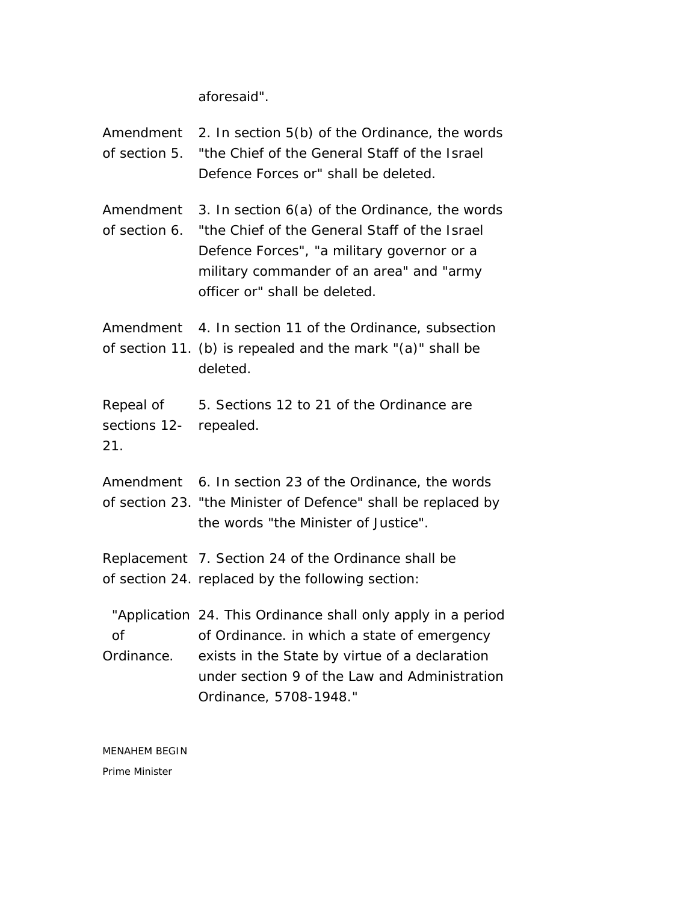aforesaid".

Amendment of section 5. 2. In section 5(b) of the Ordinance, the words "the Chief of the General Staff of the Israel Defence Forces or" shall be deleted.

Amendment of section 6. 3. In section 6(a) of the Ordinance, the words "the Chief of the General Staff of the Israel Defence Forces", "a military governor or a military commander of an area" and "army officer or" shall be deleted.

Amendment of section 11. 4. In section 11 of the Ordinance, subsection (b) is repealed and the mark "(a)" shall be deleted.

Repeal of sections 12-21. 5. Sections 12 to 21 of the Ordinance are repealed.

Amendment of section 23. 6. In section 23 of the Ordinance, the words "the Minister of Defence" shall be replaced by the words "the Minister of Justice".

Replacement of section 24. 7. Section 24 of the Ordinance shall be replaced by the following section:

"Application of Ordinance. 24. This Ordinance shall only apply in a period of Ordinance. in which a state of emergency exists in the State by virtue of a declaration under section 9 of the Law and Administration Ordinance, 5708-1948."

MENAHEM BEGIN

Prime Minister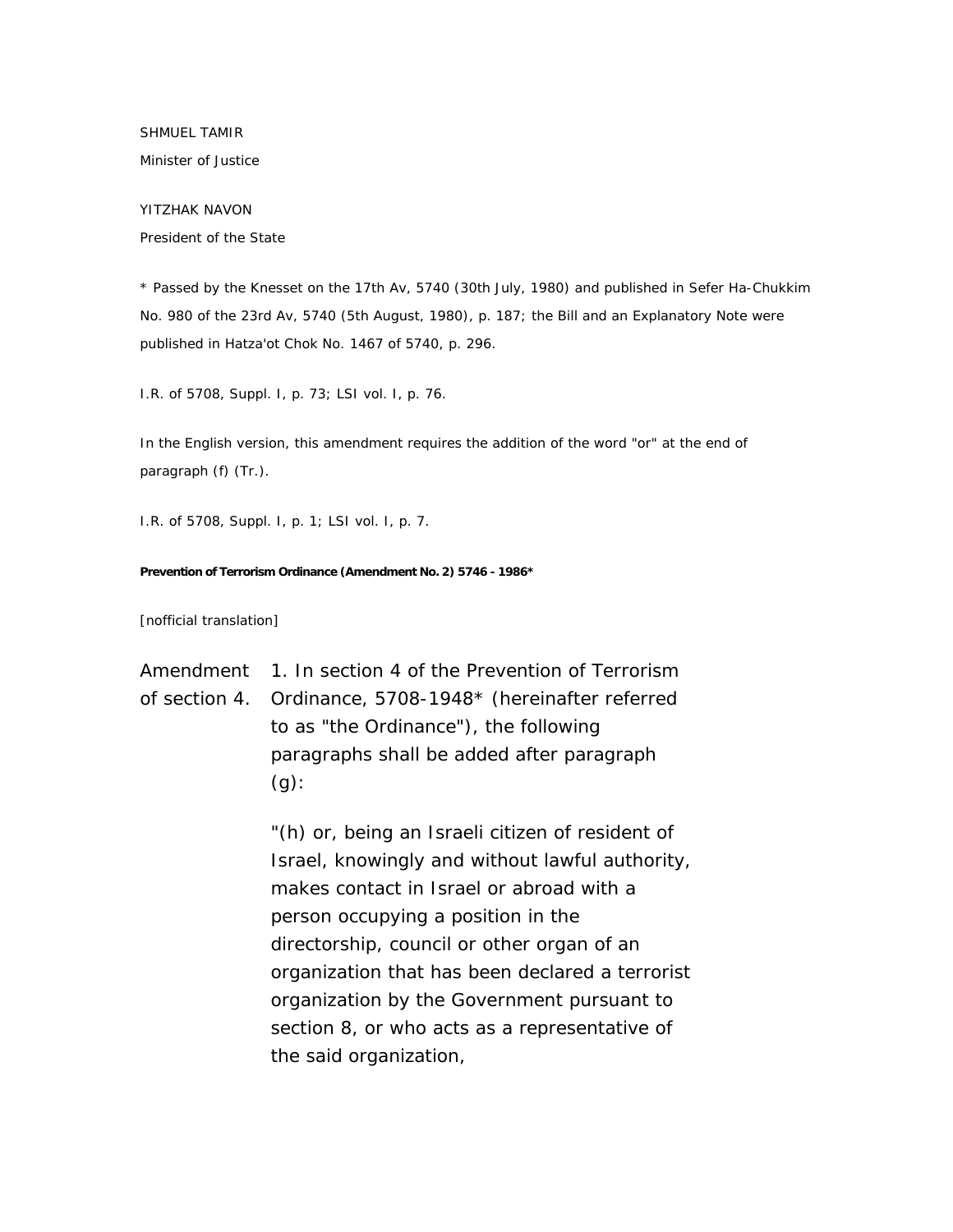SHMUEL TAMIR

Minister of Justice

YITZHAK NAVON

President of the State

* Passed by the Knesset on the 17th Av, 5740 (30th July, 1980) and published in Sefer Ha-Chukkim No. 980 of the 23rd Av, 5740 (5th August, 1980), p. 187; the Bill and an Explanatory Note were published in Hatza'ot Chok No. 1467 of 5740, p. 296.

I.R. of 5708, Suppl. I, p. 73; LSI vol. I, p. 76.

In the English version, this amendment requires the addition of the word "or" at the end of paragraph (f) (Tr.).

I.R. of 5708, Suppl. I, p. 1; LSI vol. I, p. 7.

**Prevention of Terrorism Ordinance (Amendment No. 2) 5746 - 1986***

[nofficial translation]

| | |
|---|---|
| Amendment of section 4. | 1. In section 4 of the Prevention of Terrorism Ordinance, 5708-1948* (hereinafter referred to as "the Ordinance"), the following paragraphs shall be added after paragraph (g): |
| | "(h) or, being an Israeli citizen of resident of Israel, knowingly and without lawful authority, makes contact in Israel or abroad with a person occupying a position in the directorship, council or other organ of an organization that has been declared a terrorist organization by the Government pursuant to section 8, or who acts as a representative of the said organization, |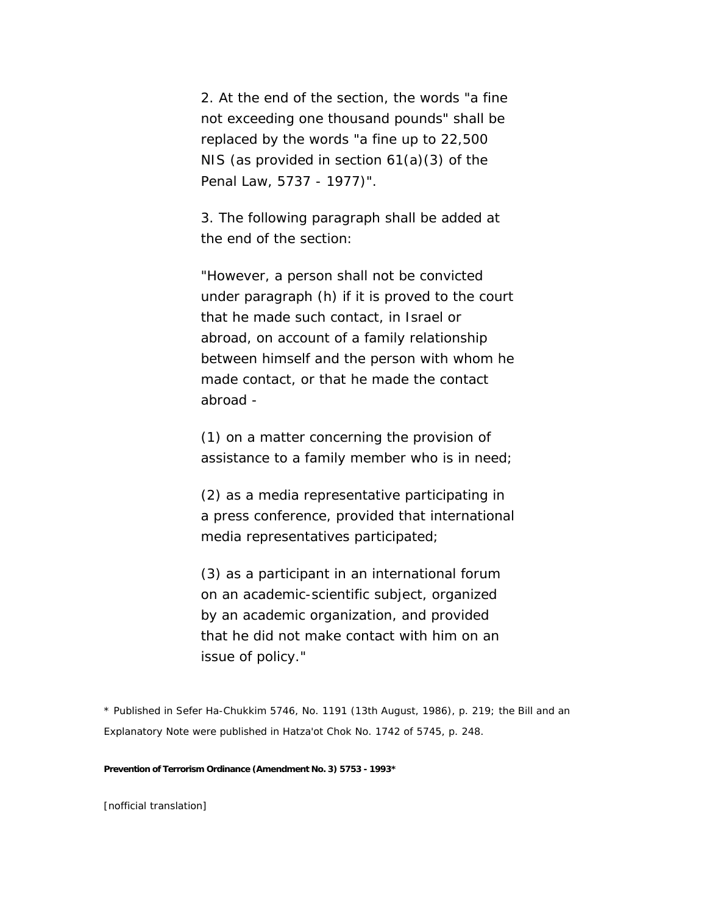2. At the end of the section, the words "a fine not exceeding one thousand pounds" shall be replaced by the words "a fine up to 22,500 NIS (as provided in section 61(a)(3) of the Penal Law, 5737 - 1977)".

3. The following paragraph shall be added at the end of the section:

"However, a person shall not be convicted under paragraph (h) if it is proved to the court that he made such contact, in Israel or abroad, on account of a family relationship between himself and the person with whom he made contact, or that he made the contact abroad -

(1) on a matter concerning the provision of assistance to a family member who is in need;

(2) as a media representative participating in a press conference, provided that international media representatives participated;

(3) as a participant in an international forum on an academic-scientific subject, organized by an academic organization, and provided that he did not make contact with him on an issue of policy."

* Published in Sefer Ha-Chukkim 5746, No. 1191 (13th August, 1986), p. 219; the Bill and an Explanatory Note were published in Hatza'ot Chok No. 1742 of 5745, p. 248.

**Prevention of Terrorism Ordinance (Amendment No. 3) 5753 - 1993***

[nofficial translation]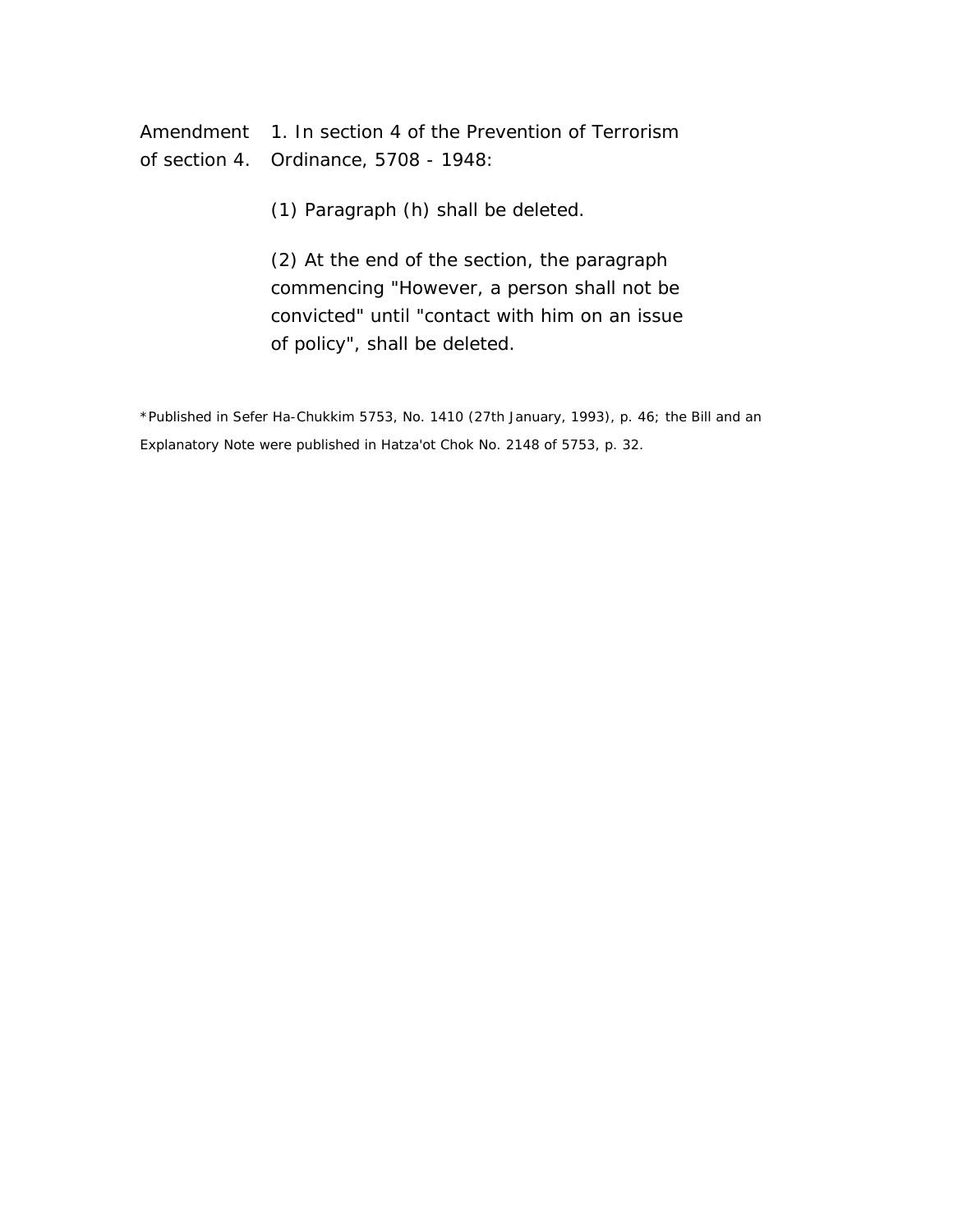Amendment of section 4.

1. In section 4 of the Prevention of Terrorism Ordinance, 5708 - 1948:

(1) Paragraph (h) shall be deleted.

(2) At the end of the section, the paragraph commencing "However, a person shall not be convicted" until "contact with him on an issue of policy", shall be deleted.

*Published in Sefer Ha-Chukkim 5753, No. 1410 (27th January, 1993), p. 46; the Bill and an Explanatory Note were published in Hatza'ot Chok No. 2148 of 5753, p. 32.